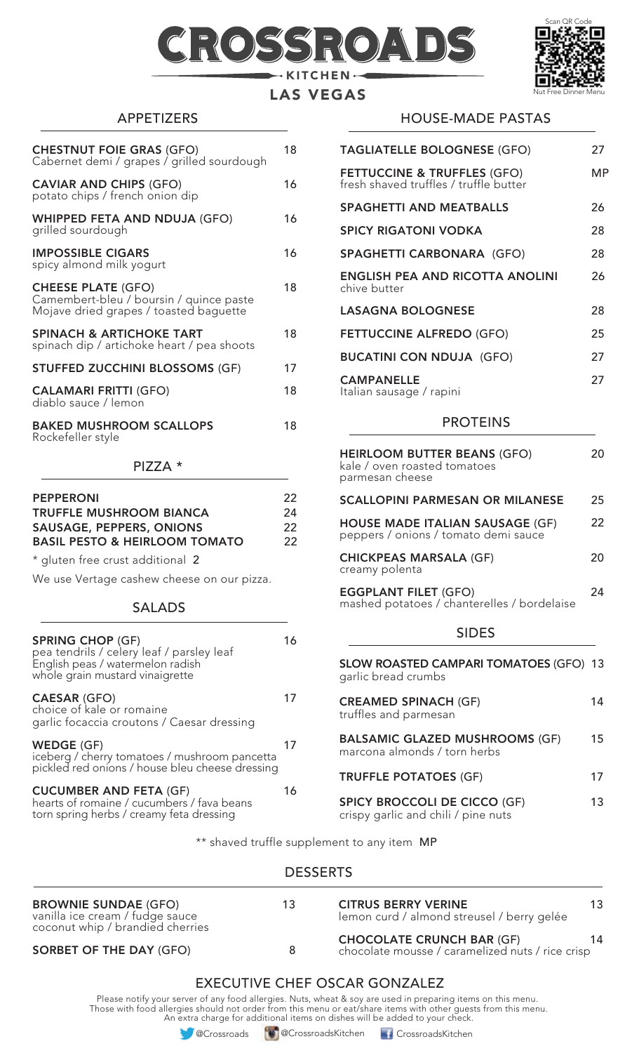# CROSSROADS

KITCHEN

LAS VEGAS

Scan QR Code

Nut Free Dinner Menu

## APPETIZERS

**CHESTNUT FOIE GRAS** (GFO) 18
Cabernet demi / grapes / grilled sourdough

**CAVIAR AND CHIPS** (GFO) 16
potato chips / french onion dip

**WHIPPED FETA AND NDUJA** (GFO) 16
grilled sourdough

**IMPOSSIBLE CIGARS** 16
spicy almond milk yogurt

**CHEESE PLATE** (GFO) 18
Camembert-bleu / boursin / quince paste
Mojave dried grapes / toasted baguette

**SPINACH & ARTICHOKE TART** 18
spinach dip / artichoke heart / pea shoots

**STUFFED ZUCCHINI BLOSSOMS** (GF) 17

**CALAMARI FRITTI** (GFO) 18
diablo sauce / lemon

**BAKED MUSHROOM SCALLOPS** 18
Rockefeller style

## PIZZA *

**PEPPERONI** 22
**TRUFFLE MUSHROOM BIANCA** 24
**SAUSAGE, PEPPERS, ONIONS** 22
**BASIL PESTO & HEIRLOOM TOMATO** 22

* gluten free crust additional 2

We use Vertage cashew cheese on our pizza.

## SALADS

**SPRING CHOP** (GF) 16
pea tendrils / celery leaf / parsley leaf
English peas / watermelon radish
whole grain mustard vinaigrette

**CAESAR** (GFO) 17
choice of kale or romaine
garlic focaccia croutons / Caesar dressing

**WEDGE** (GF) 17
iceberg / cherry tomatoes / mushroom pancetta
pickled red onions / house bleu cheese dressing

**CUCUMBER AND FETA** (GF) 16
hearts of romaine / cucumbers / fava beans
torn spring herbs / creamy feta dressing

## HOUSE-MADE PASTAS

**TAGLIATELLE BOLOGNESE** (GFO) 27

**FETTUCCINE & TRUFFLES** (GFO) MP
fresh shaved truffles / truffle butter

**SPAGHETTI AND MEATBALLS** 26

**SPICY RIGATONI VODKA** 28

**SPAGHETTI CARBONARA** (GFO) 28

**ENGLISH PEA AND RICOTTA ANOLINI** 26
chive butter

**LASAGNA BOLOGNESE** 28

**FETTUCCINE ALFREDO** (GFO) 25

**BUCATINI CON NDUJA** (GFO) 27

**CAMPANELLE** 27
Italian sausage / rapini

## PROTEINS

**HEIRLOOM BUTTER BEANS** (GFO) 20
kale / oven roasted tomatoes
parmesan cheese

**SCALLOPINI PARMESAN OR MILANESE** 25

**HOUSE MADE ITALIAN SAUSAGE** (GF) 22
peppers / onions / tomato demi sauce

**CHICKPEAS MARSALA** (GF) 20
creamy polenta

**EGGPLANT FILET** (GFO) 24
mashed potatoes / chanterelles / bordelaise

## SIDES

**SLOW ROASTED CAMPARI TOMATOES** (GFO) 13
garlic bread crumbs

**CREAMED SPINACH** (GF) 14
truffles and parmesan

**BALSAMIC GLAZED MUSHROOMS** (GF) 15
marcona almonds / torn herbs

**TRUFFLE POTATOES** (GF) 17

**SPICY BROCCOLI DE CICCO** (GF) 13
crispy garlic and chili / pine nuts

** shaved truffle supplement to any item MP

## DESSERTS

**BROWNIE SUNDAE** (GFO) 13
vanilla ice cream / fudge sauce
coconut whip / brandied cherries

**SORBET OF THE DAY** (GFO) 8

**CITRUS BERRY VERINE** 13
lemon curd / almond streusel / berry gelée

**CHOCOLATE CRUNCH BAR** (GF) 14
chocolate mousse / caramelized nuts / rice crisp

## EXECUTIVE CHEF OSCAR GONZALEZ

Please notify your server of any food allergies. Nuts, wheat & soy are used in preparing items on this menu.
Those with food allergies should not order from this menu or eat/share items with other guests from this menu.
An extra charge for additional items on dishes will be added to your check.

@Crossroads @CrossroadsKitchen CrossroadsKitchen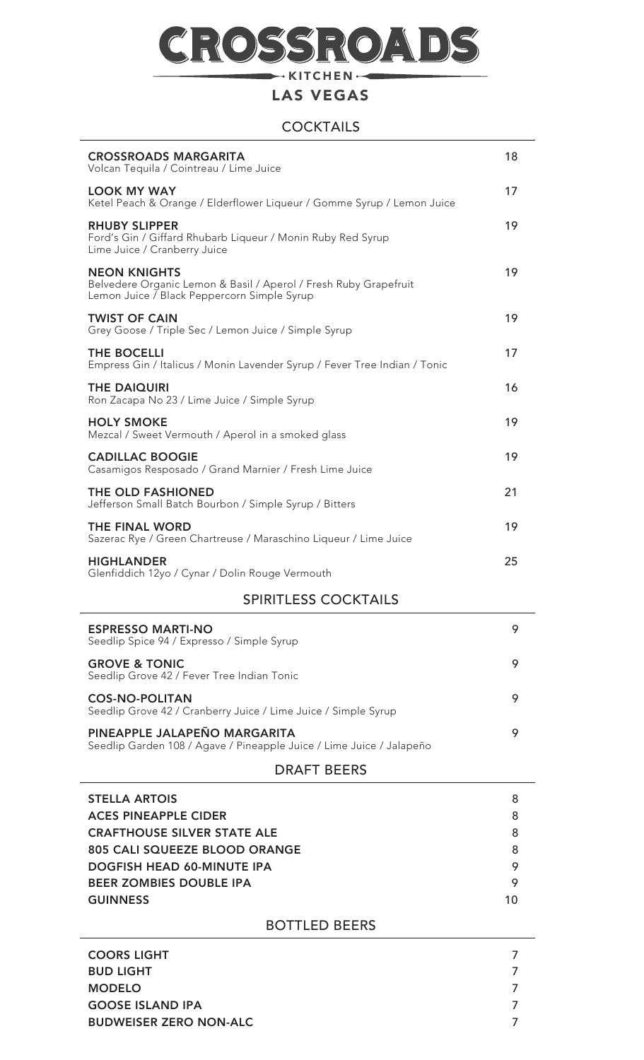# CROSSROADS

KITCHEN

LAS VEGAS

## COCKTAILS

| | |
|---|---|
| **CROSSROADS MARGARITA**<br>Volcan Tequila / Cointreau / Lime Juice | 18 |
| **LOOK MY WAY**<br>Ketel Peach & Orange / Elderflower Liqueur / Gomme Syrup / Lemon Juice | 17 |
| **RHUBY SLIPPER**<br>Ford's Gin / Giffard Rhubarb Liqueur / Monin Ruby Red Syrup<br>Lime Juice / Cranberry Juice | 19 |
| **NEON KNIGHTS**<br>Belvedere Organic Lemon & Basil / Aperol / Fresh Ruby Grapefruit<br>Lemon Juice / Black Peppercorn Simple Syrup | 19 |
| **TWIST OF CAIN**<br>Grey Goose / Triple Sec / Lemon Juice / Simple Syrup | 19 |
| **THE BOCELLI**<br>Empress Gin / Italicus / Monin Lavender Syrup / Fever Tree Indian / Tonic | 17 |
| **THE DAIQUIRI**<br>Ron Zacapa No 23 / Lime Juice / Simple Syrup | 16 |
| **HOLY SMOKE**<br>Mezcal / Sweet Vermouth / Aperol in a smoked glass | 19 |
| **CADILLAC BOOGIE**<br>Casamigos Resposado / Grand Marnier / Fresh Lime Juice | 19 |
| **THE OLD FASHIONED**<br>Jefferson Small Batch Bourbon / Simple Syrup / Bitters | 21 |
| **THE FINAL WORD**<br>Sazerac Rye / Green Chartreuse / Maraschino Liqueur / Lime Juice | 19 |
| **HIGHLANDER**<br>Glenfiddich 12yo / Cynar / Dolin Rouge Vermouth | 25 |

## SPIRITLESS COCKTAILS

| | |
|---|---|
| **ESPRESSO MARTI-NO**<br>Seedlip Spice 94 / Expresso / Simple Syrup | 9 |
| **GROVE & TONIC**<br>Seedlip Grove 42 / Fever Tree Indian Tonic | 9 |
| **COS-NO-POLITAN**<br>Seedlip Grove 42 / Cranberry Juice / Lime Juice / Simple Syrup | 9 |
| **PINEAPPLE JALAPEÑO MARGARITA**<br>Seedlip Garden 108 / Agave / Pineapple Juice / Lime Juice / Jalapeño | 9 |

## DRAFT BEERS

| | |
|---|---|
| **STELLA ARTOIS** | 8 |
| **ACES PINEAPPLE CIDER** | 8 |
| **CRAFTHOUSE SILVER STATE ALE** | 8 |
| **805 CALI SQUEEZE BLOOD ORANGE** | 8 |
| **DOGFISH HEAD 60-MINUTE IPA** | 9 |
| **BEER ZOMBIES DOUBLE IPA** | 9 |
| **GUINNESS** | 10 |

## BOTTLED BEERS

| | |
|---|---|
| **COORS LIGHT** | 7 |
| **BUD LIGHT** | 7 |
| **MODELO** | 7 |
| **GOOSE ISLAND IPA** | 7 |
| **BUDWEISER ZERO NON-ALC** | 7 |